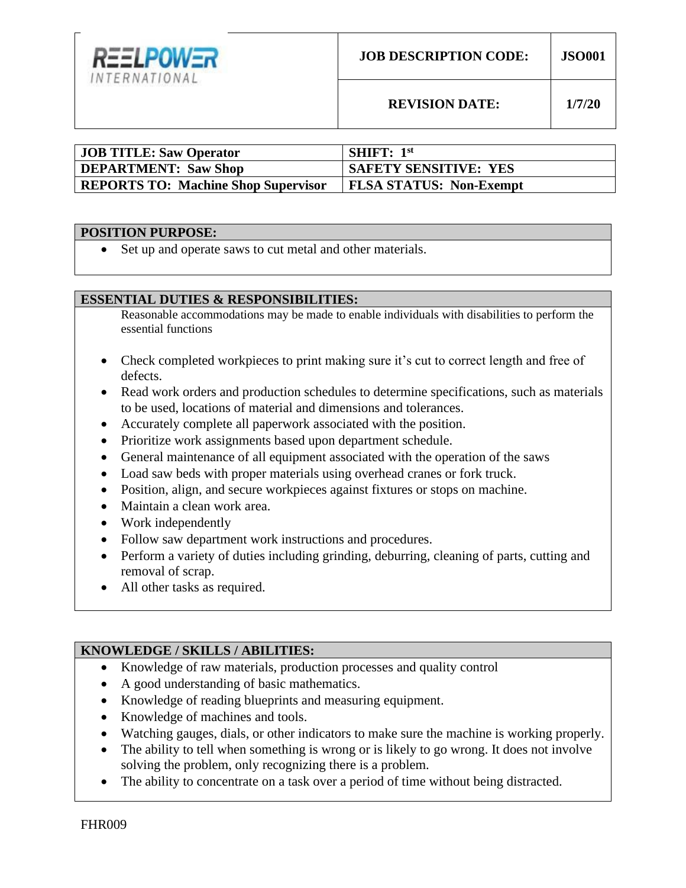| REELPOWER INTERNATIONAL | JOB DESCRIPTION CODE: | JSO001 |
|---|---|---|
| | REVISION DATE: | 1/7/20 |

| | |
|---|---|
| **JOB TITLE: Saw Operator** | **SHIFT: 1st** |
| **DEPARTMENT: Saw Shop** | **SAFETY SENSITIVE: YES** |
| **REPORTS TO: Machine Shop Supervisor** | **FLSA STATUS: Non-Exempt** |

## POSITION PURPOSE:

- Set up and operate saws to cut metal and other materials.

## ESSENTIAL DUTIES & RESPONSIBILITIES:

Reasonable accommodations may be made to enable individuals with disabilities to perform the essential functions

- Check completed workpieces to print making sure it's cut to correct length and free of defects.
- Read work orders and production schedules to determine specifications, such as materials to be used, locations of material and dimensions and tolerances.
- Accurately complete all paperwork associated with the position.
- Prioritize work assignments based upon department schedule.
- General maintenance of all equipment associated with the operation of the saws
- Load saw beds with proper materials using overhead cranes or fork truck.
- Position, align, and secure workpieces against fixtures or stops on machine.
- Maintain a clean work area.
- Work independently
- Follow saw department work instructions and procedures.
- Perform a variety of duties including grinding, deburring, cleaning of parts, cutting and removal of scrap.
- All other tasks as required.

## KNOWLEDGE / SKILLS / ABILITIES:

- Knowledge of raw materials, production processes and quality control
- A good understanding of basic mathematics.
- Knowledge of reading blueprints and measuring equipment.
- Knowledge of machines and tools.
- Watching gauges, dials, or other indicators to make sure the machine is working properly.
- The ability to tell when something is wrong or is likely to go wrong. It does not involve solving the problem, only recognizing there is a problem.
- The ability to concentrate on a task over a period of time without being distracted.

FHR009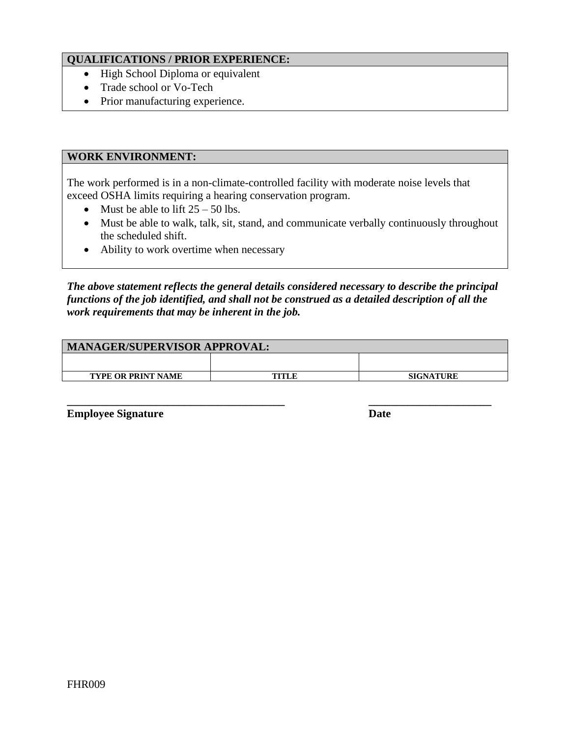## QUALIFICATIONS / PRIOR EXPERIENCE:

- High School Diploma or equivalent
- Trade school or Vo-Tech
- Prior manufacturing experience.

## WORK ENVIRONMENT:

The work performed is in a non-climate-controlled facility with moderate noise levels that exceed OSHA limits requiring a hearing conservation program.

- Must be able to lift 25 – 50 lbs.
- Must be able to walk, talk, sit, stand, and communicate verbally continuously throughout the scheduled shift.
- Ability to work overtime when necessary

***The above statement reflects the general details considered necessary to describe the principal functions of the job identified, and shall not be construed as a detailed description of all the work requirements that may be inherent in the job.***

| MANAGER/SUPERVISOR APPROVAL: | | |
|---|---|---|
| | | |
| **TYPE OR PRINT NAME** | **TITLE** | **SIGNATURE** |

________________________________________ ______________________

**Employee Signature** **Date**

FHR009